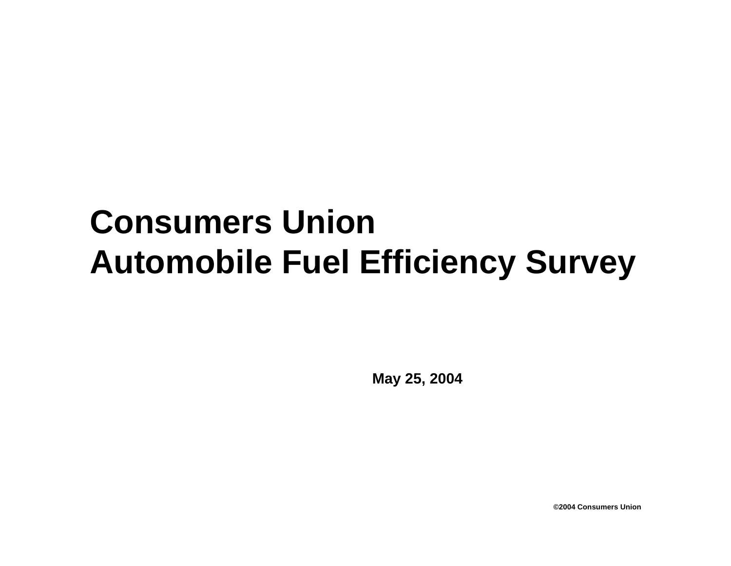# Consumers Union
# Automobile Fuel Efficiency Survey

**May 25, 2004**

**©2004 Consumers Union**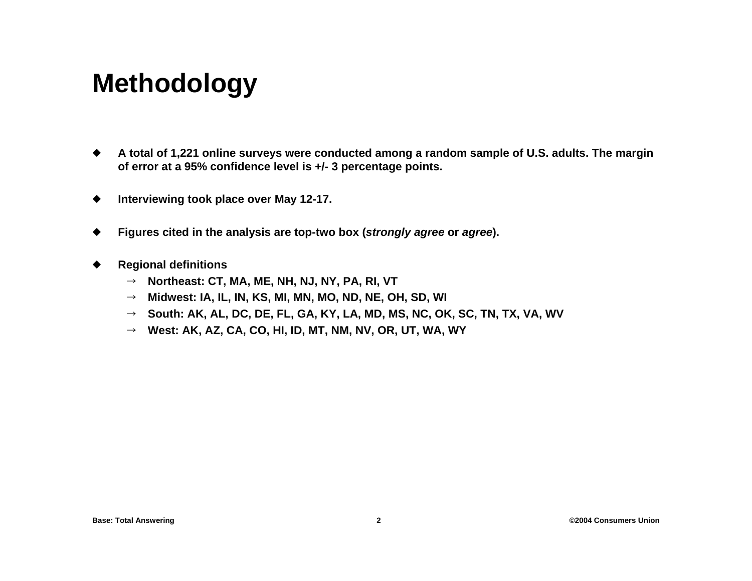# Methodology

- A total of 1,221 online surveys were conducted among a random sample of U.S. adults. The margin of error at a 95% confidence level is +/- 3 percentage points.
- Interviewing took place over May 12-17.
- Figures cited in the analysis are top-two box (***strongly agree*** or ***agree***).
- Regional definitions
  - → Northeast: CT, MA, ME, NH, NJ, NY, PA, RI, VT
  - → Midwest: IA, IL, IN, KS, MI, MN, MO, ND, NE, OH, SD, WI
  - → South: AK, AL, DC, DE, FL, GA, KY, LA, MD, MS, NC, OK, SC, TN, TX, VA, WV
  - → West: AK, AZ, CA, CO, HI, ID, MT, NM, NV, OR, UT, WA, WY

Base: Total Answering

©2004 Consumers Union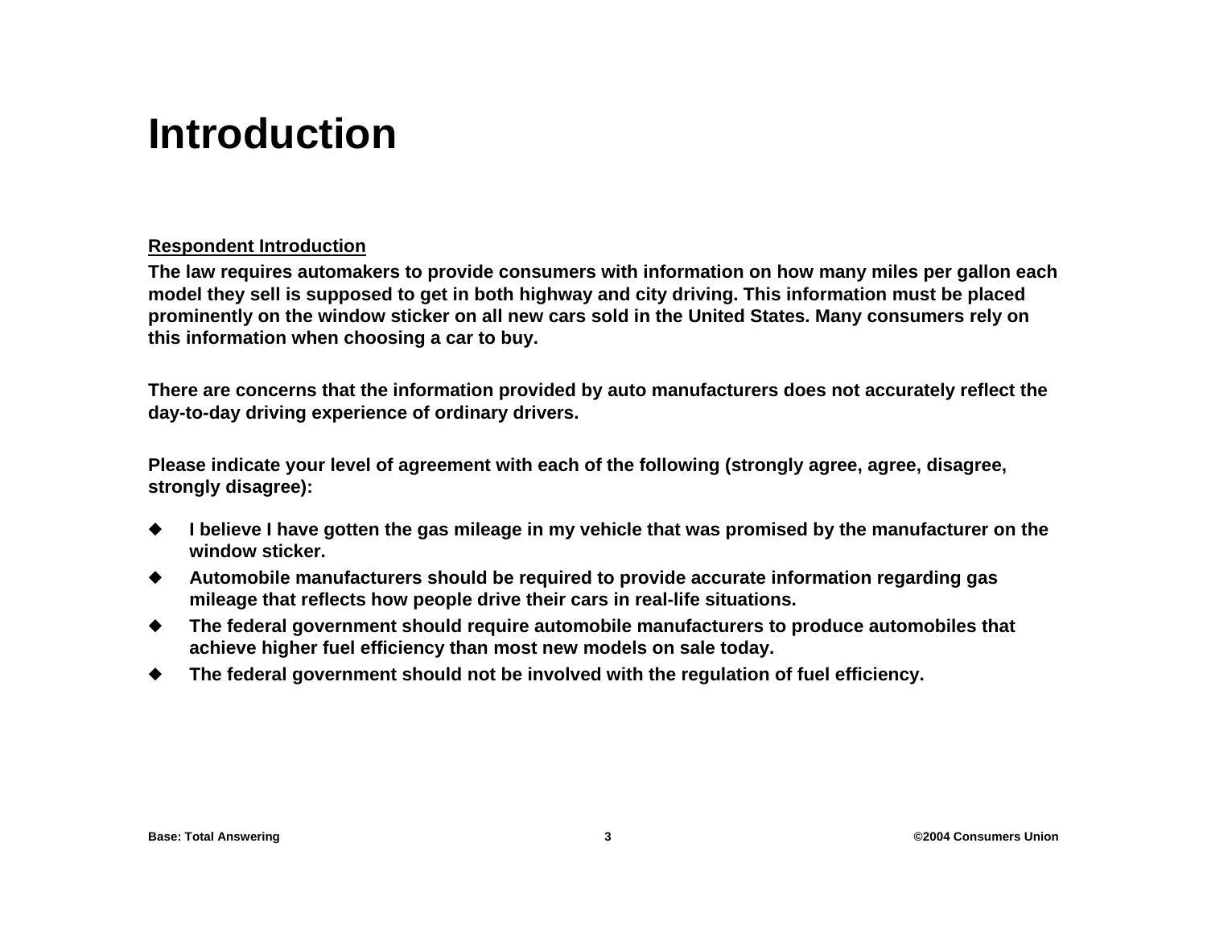# Introduction

**Respondent Introduction**

**The law requires automakers to provide consumers with information on how many miles per gallon each model they sell is supposed to get in both highway and city driving. This information must be placed prominently on the window sticker on all new cars sold in the United States. Many consumers rely on this information when choosing a car to buy.**

**There are concerns that the information provided by auto manufacturers does not accurately reflect the day-to-day driving experience of ordinary drivers.**

**Please indicate your level of agreement with each of the following (strongly agree, agree, disagree, strongly disagree):**

- **I believe I have gotten the gas mileage in my vehicle that was promised by the manufacturer on the window sticker.**
- **Automobile manufacturers should be required to provide accurate information regarding gas mileage that reflects how people drive their cars in real-life situations.**
- **The federal government should require automobile manufacturers to produce automobiles that achieve higher fuel efficiency than most new models on sale today.**
- **The federal government should not be involved with the regulation of fuel efficiency.**

**Base: Total Answering**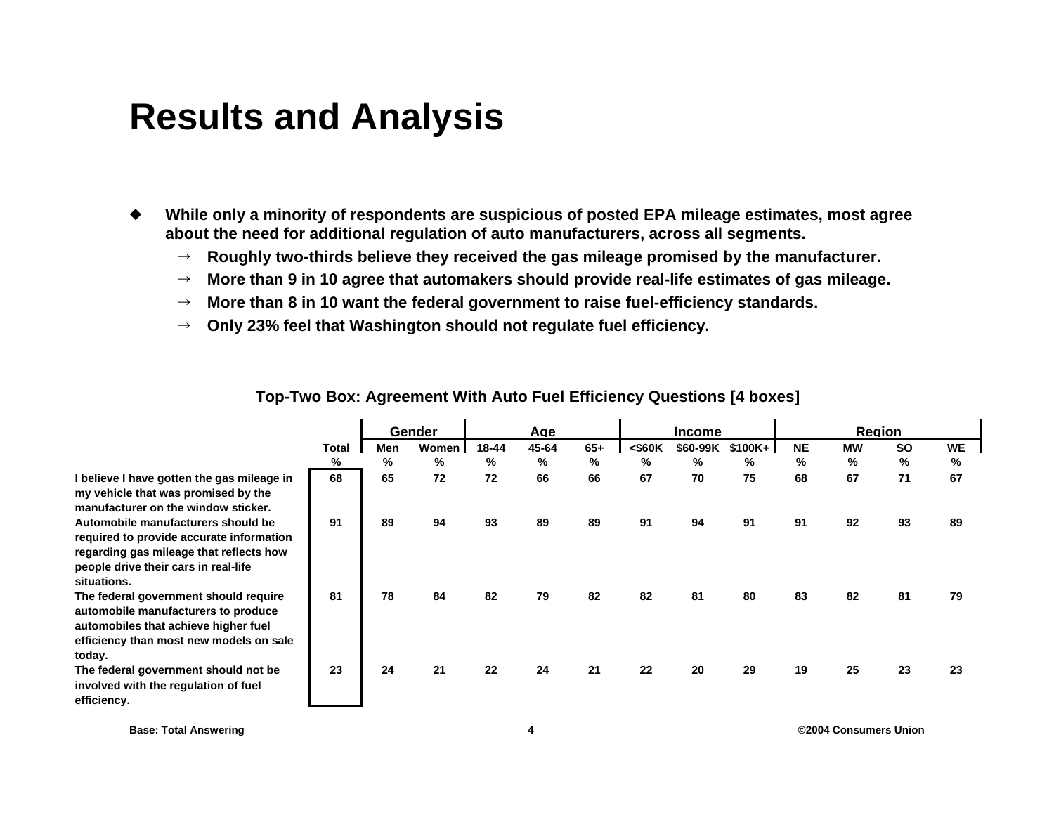# Results and Analysis

- **While only a minority of respondents are suspicious of posted EPA mileage estimates, most agree about the need for additional regulation of auto manufacturers, across all segments.**
  - → **Roughly two-thirds believe they received the gas mileage promised by the manufacturer.**
  - → **More than 9 in 10 agree that automakers should provide real-life estimates of gas mileage.**
  - → **More than 8 in 10 want the federal government to raise fuel-efficiency standards.**
  - → **Only 23% feel that Washington should not regulate fuel efficiency.**

**Top-Two Box: Agreement With Auto Fuel Efficiency Questions [4 boxes]**

| | | Gender | | Age | | | Income | | | Region | | | |
|---|---|---|---|---|---|---|---|---|---|---|---|---|---|
| | Total | Men | Women | 18-44 | 45-64 | 65+ | <$60K | $60-99K | $100K+ | NE | MW | SO | WE |
| | % | % | % | % | % | % | % | % | % | % | % | % | % |
| I believe I have gotten the gas mileage in my vehicle that was promised by the manufacturer on the window sticker. | 68 | 65 | 72 | 72 | 66 | 66 | 67 | 70 | 75 | 68 | 67 | 71 | 67 |
| Automobile manufacturers should be required to provide accurate information regarding gas mileage that reflects how people drive their cars in real-life situations. | 91 | 89 | 94 | 93 | 89 | 89 | 91 | 94 | 91 | 91 | 92 | 93 | 89 |
| The federal government should require automobile manufacturers to produce automobiles that achieve higher fuel efficiency than most new models on sale today. | 81 | 78 | 84 | 82 | 79 | 82 | 82 | 81 | 80 | 83 | 82 | 81 | 79 |
| The federal government should not be involved with the regulation of fuel efficiency. | 23 | 24 | 21 | 22 | 24 | 21 | 22 | 20 | 29 | 19 | 25 | 23 | 23 |

Base: Total Answering

©2004 Consumers Union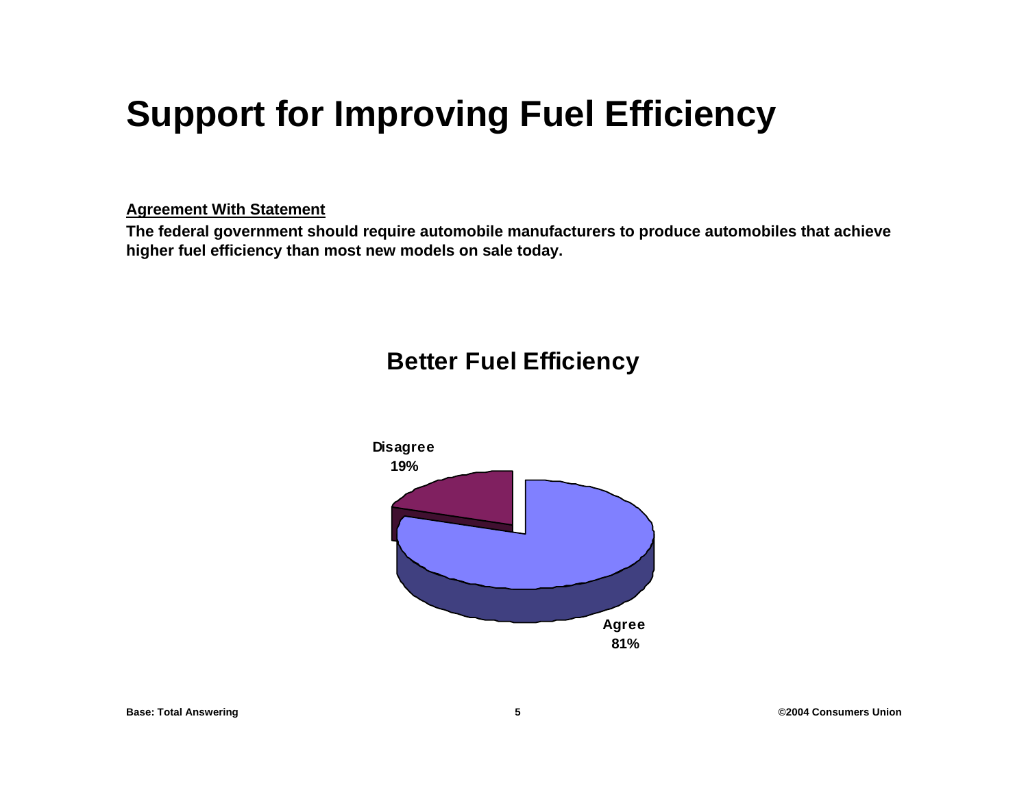# Support for Improving Fuel Efficiency

**Agreement With Statement**

**The federal government should require automobile manufacturers to produce automobiles that achieve higher fuel efficiency than most new models on sale today.**

**Better Fuel Efficiency**

Disagree
19%

Agree
81%

Base: Total Answering

©2004 Consumers Union